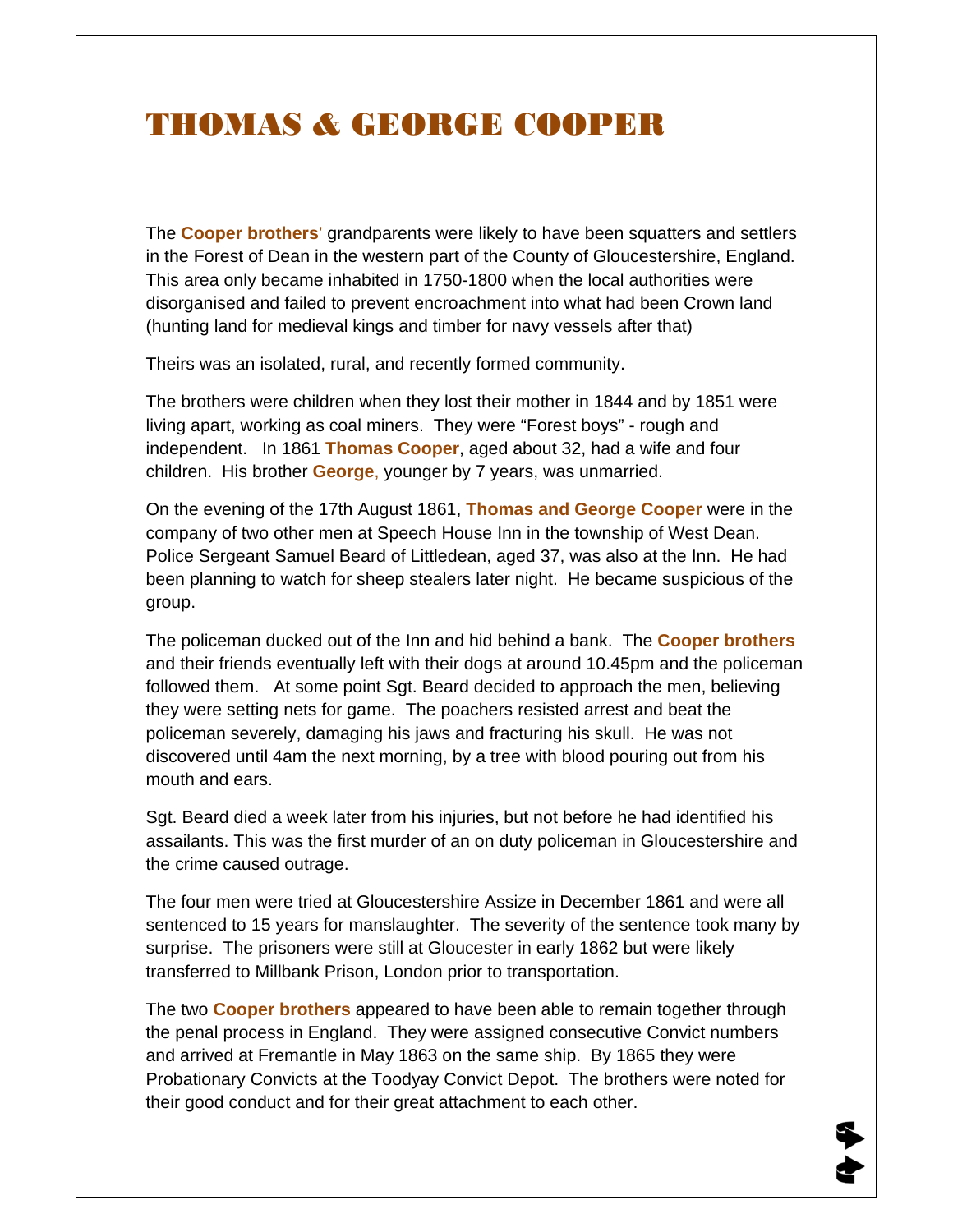# THOMAS & GEORGE COOPER

The **Cooper brothers**' grandparents were likely to have been squatters and settlers in the Forest of Dean in the western part of the County of Gloucestershire, England. This area only became inhabited in 1750-1800 when the local authorities were disorganised and failed to prevent encroachment into what had been Crown land (hunting land for medieval kings and timber for navy vessels after that)

Theirs was an isolated, rural, and recently formed community.

The brothers were children when they lost their mother in 1844 and by 1851 were living apart, working as coal miners. They were "Forest boys" - rough and independent. In 1861 **Thomas Cooper**, aged about 32, had a wife and four children. His brother **George**, younger by 7 years, was unmarried.

On the evening of the 17th August 1861, **Thomas and George Cooper** were in the company of two other men at Speech House Inn in the township of West Dean. Police Sergeant Samuel Beard of Littledean, aged 37, was also at the Inn. He had been planning to watch for sheep stealers later night. He became suspicious of the group.

The policeman ducked out of the Inn and hid behind a bank. The **Cooper brothers** and their friends eventually left with their dogs at around 10.45pm and the policeman followed them. At some point Sgt. Beard decided to approach the men, believing they were setting nets for game. The poachers resisted arrest and beat the policeman severely, damaging his jaws and fracturing his skull. He was not discovered until 4am the next morning, by a tree with blood pouring out from his mouth and ears.

Sgt. Beard died a week later from his injuries, but not before he had identified his assailants. This was the first murder of an on duty policeman in Gloucestershire and the crime caused outrage.

The four men were tried at Gloucestershire Assize in December 1861 and were all sentenced to 15 years for manslaughter. The severity of the sentence took many by surprise. The prisoners were still at Gloucester in early 1862 but were likely transferred to Millbank Prison, London prior to transportation.

The two **Cooper brothers** appeared to have been able to remain together through the penal process in England. They were assigned consecutive Convict numbers and arrived at Fremantle in May 1863 on the same ship. By 1865 they were Probationary Convicts at the Toodyay Convict Depot. The brothers were noted for their good conduct and for their great attachment to each other.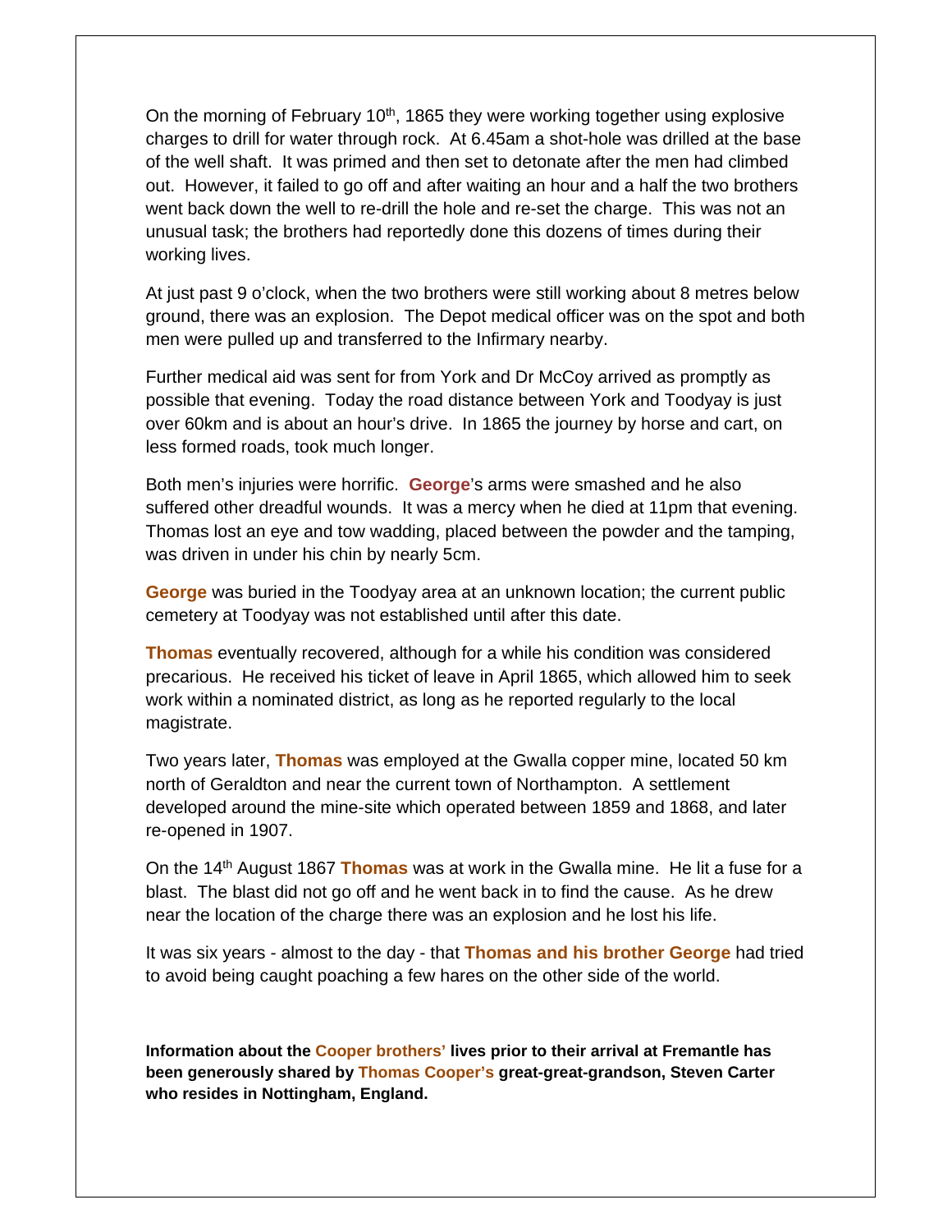On the morning of February 10th, 1865 they were working together using explosive charges to drill for water through rock. At 6.45am a shot-hole was drilled at the base of the well shaft. It was primed and then set to detonate after the men had climbed out. However, it failed to go off and after waiting an hour and a half the two brothers went back down the well to re-drill the hole and re-set the charge. This was not an unusual task; the brothers had reportedly done this dozens of times during their working lives.

At just past 9 o'clock, when the two brothers were still working about 8 metres below ground, there was an explosion. The Depot medical officer was on the spot and both men were pulled up and transferred to the Infirmary nearby.

Further medical aid was sent for from York and Dr McCoy arrived as promptly as possible that evening. Today the road distance between York and Toodyay is just over 60km and is about an hour's drive. In 1865 the journey by horse and cart, on less formed roads, took much longer.

Both men's injuries were horrific. **George**'s arms were smashed and he also suffered other dreadful wounds. It was a mercy when he died at 11pm that evening. Thomas lost an eye and tow wadding, placed between the powder and the tamping, was driven in under his chin by nearly 5cm.

**George** was buried in the Toodyay area at an unknown location; the current public cemetery at Toodyay was not established until after this date.

**Thomas** eventually recovered, although for a while his condition was considered precarious. He received his ticket of leave in April 1865, which allowed him to seek work within a nominated district, as long as he reported regularly to the local magistrate.

Two years later, **Thomas** was employed at the Gwalla copper mine, located 50 km north of Geraldton and near the current town of Northampton. A settlement developed around the mine-site which operated between 1859 and 1868, and later re-opened in 1907.

On the 14th August 1867 **Thomas** was at work in the Gwalla mine. He lit a fuse for a blast. The blast did not go off and he went back in to find the cause. As he drew near the location of the charge there was an explosion and he lost his life.

It was six years - almost to the day - that **Thomas and his brother George** had tried to avoid being caught poaching a few hares on the other side of the world.

**Information about the Cooper brothers' lives prior to their arrival at Fremantle has been generously shared by Thomas Cooper's great-great-grandson, Steven Carter who resides in Nottingham, England.**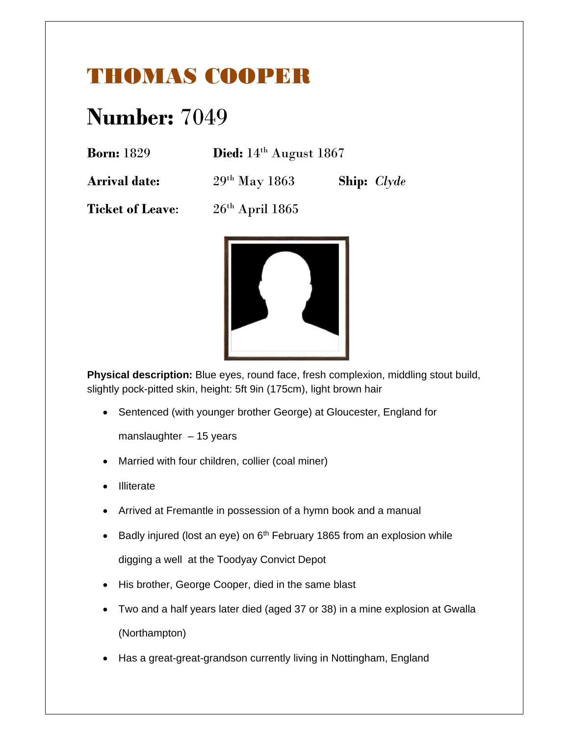# THOMAS COOPER

## **Number:** 7049

**Born:** 1829 **Died:** 14th August 1867

**Arrival date:** 29th May 1863 **Ship:** *Clyde*

**Ticket of Leave:** 26th April 1865

**Physical description:** Blue eyes, round face, fresh complexion, middling stout build, slightly pock-pitted skin, height: 5ft 9in (175cm), light brown hair

- Sentenced (with younger brother George) at Gloucester, England for manslaughter – 15 years
- Married with four children, collier (coal miner)
- Illiterate
- Arrived at Fremantle in possession of a hymn book and a manual
- Badly injured (lost an eye) on 6th February 1865 from an explosion while digging a well at the Toodyay Convict Depot
- His brother, George Cooper, died in the same blast
- Two and a half years later died (aged 37 or 38) in a mine explosion at Gwalla (Northampton)
- Has a great-great-grandson currently living in Nottingham, England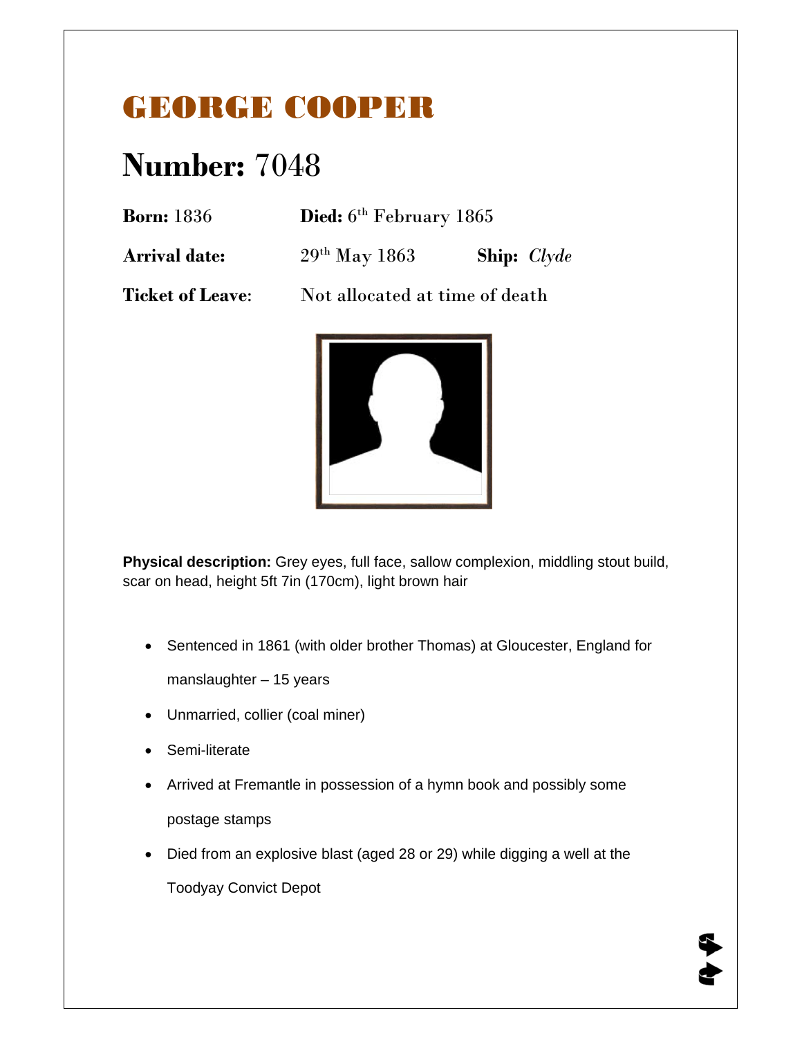# GEORGE COOPER

## Number: 7048

**Born:** 1836 **Died:** 6th February 1865

**Arrival date:** 29th May 1863 **Ship:** *Clyde*

**Ticket of Leave**: Not allocated at time of death

**Physical description:** Grey eyes, full face, sallow complexion, middling stout build, scar on head, height 5ft 7in (170cm), light brown hair

- Sentenced in 1861 (with older brother Thomas) at Gloucester, England for manslaughter – 15 years
- Unmarried, collier (coal miner)
- Semi-literate
- Arrived at Fremantle in possession of a hymn book and possibly some postage stamps
- Died from an explosive blast (aged 28 or 29) while digging a well at the Toodyay Convict Depot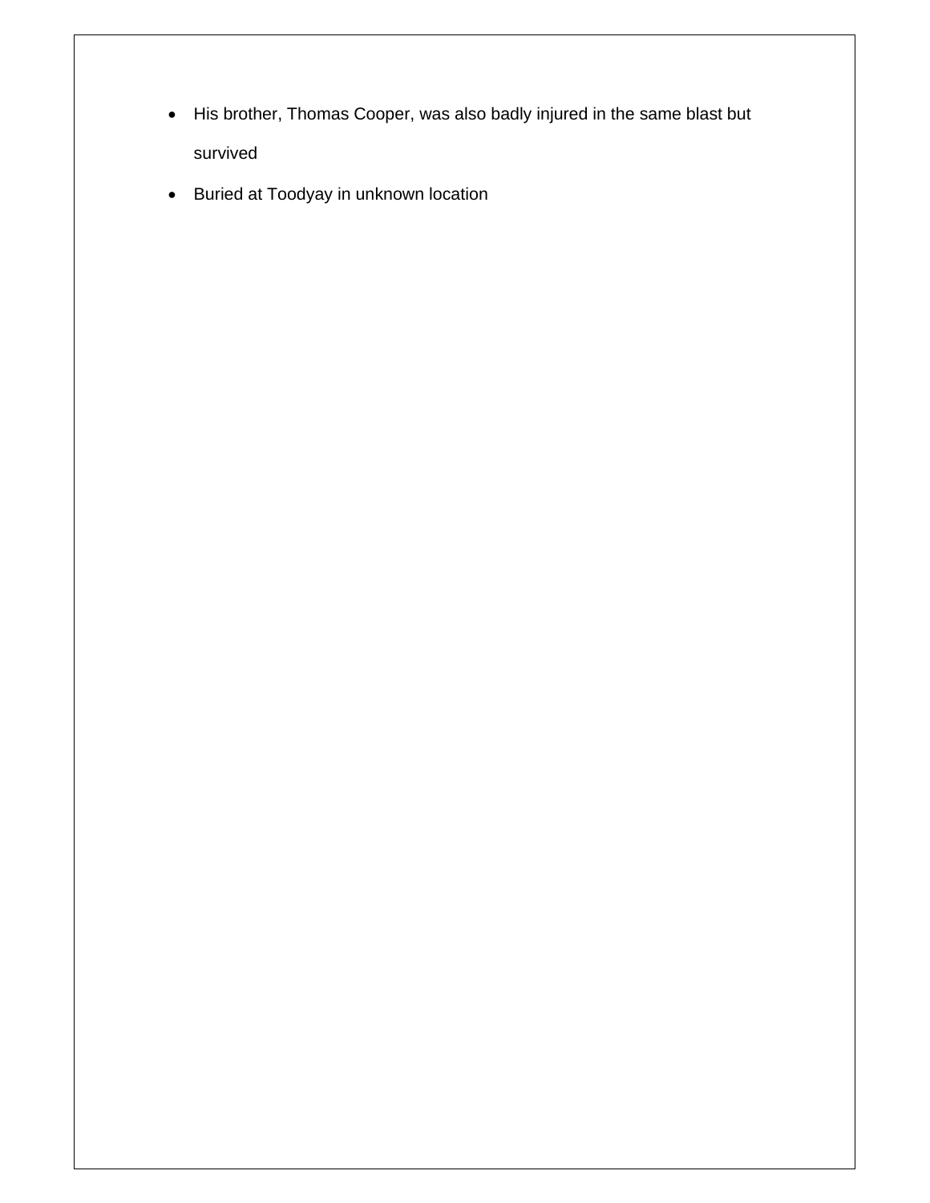- His brother, Thomas Cooper, was also badly injured in the same blast but survived
- Buried at Toodyay in unknown location